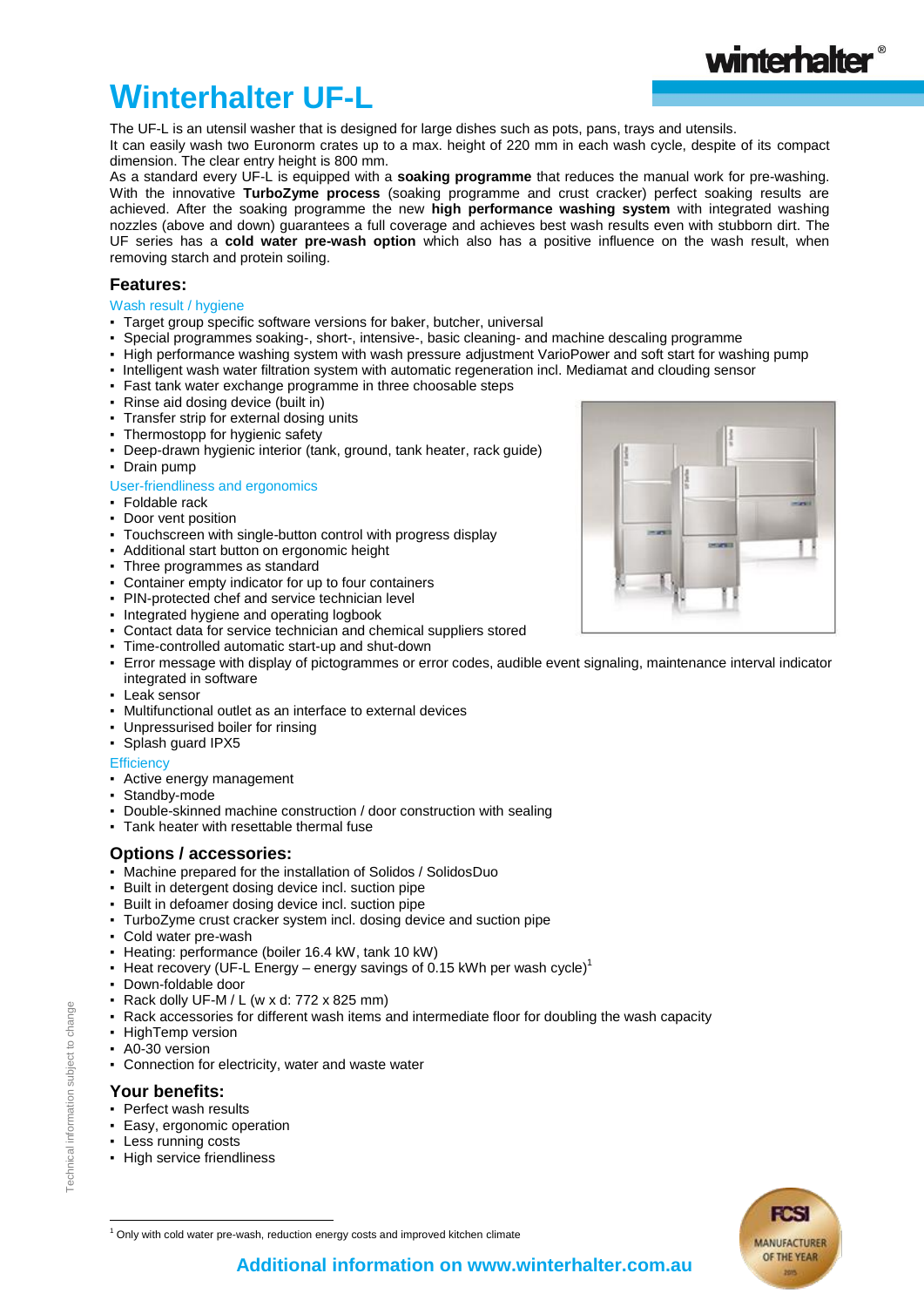# Winterhalter UF-L

The UF-L is an utensil washer that is designed for large dishes such as pots, pans, trays and utensils.
It can easily wash two Euronorm crates up to a max. height of 220 mm in each wash cycle, despite of its compact dimension. The clear entry height is 800 mm.
As a standard every UF-L is equipped with a **soaking programme** that reduces the manual work for pre-washing. With the innovative **TurboZyme process** (soaking programme and crust cracker) perfect soaking results are achieved. After the soaking programme the new **high performance washing system** with integrated washing nozzles (above and down) guarantees a full coverage and achieves best wash results even with stubborn dirt. The UF series has a **cold water pre-wash option** which also has a positive influence on the wash result, when removing starch and protein soiling.

## Features:

### Wash result / hygiene

- Target group specific software versions for baker, butcher, universal
- Special programmes soaking-, short-, intensive-, basic cleaning- and machine descaling programme
- High performance washing system with wash pressure adjustment VarioPower and soft start for washing pump
- Intelligent wash water filtration system with automatic regeneration incl. Mediamat and clouding sensor
- Fast tank water exchange programme in three choosable steps
- Rinse aid dosing device (built in)
- Transfer strip for external dosing units
- Thermostopp for hygienic safety
- Deep-drawn hygienic interior (tank, ground, tank heater, rack guide)
- Drain pump

### User-friendliness and ergonomics

- Foldable rack
- Door vent position
- Touchscreen with single-button control with progress display
- Additional start button on ergonomic height
- Three programmes as standard
- Container empty indicator for up to four containers
- PIN-protected chef and service technician level
- Integrated hygiene and operating logbook
- Contact data for service technician and chemical suppliers stored
- Time-controlled automatic start-up and shut-down
- Error message with display of pictogrammes or error codes, audible event signaling, maintenance interval indicator integrated in software
- Leak sensor
- Multifunctional outlet as an interface to external devices
- Unpressurised boiler for rinsing
- Splash guard IPX5

### Efficiency

- Active energy management
- Standby-mode
- Double-skinned machine construction / door construction with sealing
- Tank heater with resettable thermal fuse

## Options / accessories:

- Machine prepared for the installation of Solidos / SolidosDuo
- Built in detergent dosing device incl. suction pipe
- Built in defoamer dosing device incl. suction pipe
- TurboZyme crust cracker system incl. dosing device and suction pipe
- Cold water pre-wash
- Heating: performance (boiler 16.4 kW, tank 10 kW)
- Heat recovery (UF-L Energy – energy savings of 0.15 kWh per wash cycle)[1]
- Down-foldable door
- Rack dolly UF-M / L (w x d: 772 x 825 mm)
- Rack accessories for different wash items and intermediate floor for doubling the wash capacity
- HighTemp version
- A0-30 version
- Connection for electricity, water and waste water

## Your benefits:

- Perfect wash results
- Easy, ergonomic operation
- Less running costs
- High service friendliness

[1] Only with cold water pre-wash, reduction energy costs and improved kitchen climate

Technical information subject to change

**Additional information on www.winterhalter.com.au**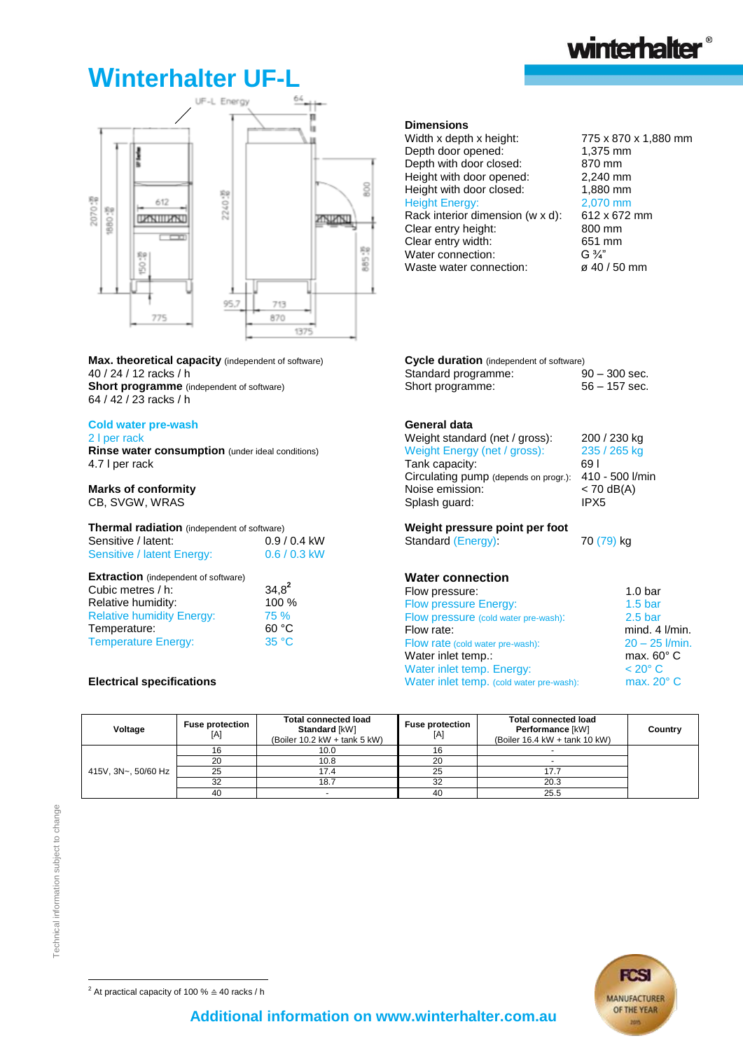# Winterhalter UF-L

UF-L Energy

64

2070
1880
612
2240
800
150
885
95.7
713
775
870
1375

**Dimensions**

| | |
|---|---|
| Width x depth x height: | 775 x 870 x 1,880 mm |
| Depth door opened: | 1,375 mm |
| Depth with door closed: | 870 mm |
| Height with door opened: | 2,240 mm |
| Height with door closed: | 1,880 mm |
| Height Energy: | 2,070 mm |
| Rack interior dimension (w x d): | 612 x 672 mm |
| Clear entry height: | 800 mm |
| Clear entry width: | 651 mm |
| Water connection: | G ¾" |
| Waste water connection: | ø 40 / 50 mm |

**Max. theoretical capacity** (independent of software)
40 / 24 / 12 racks / h
**Short programme** (independent of software)
64 / 42 / 23 racks / h

**Cold water pre-wash**
2 l per rack
**Rinse water consumption** (under ideal conditions)
4.7 l per rack

**Marks of conformity**
CB, SVGW, WRAS

**Thermal radiation** (independent of software)

| | |
|---|---|
| Sensitive / latent: | 0.9 / 0.4 kW |
| Sensitive / latent Energy: | 0.6 / 0.3 kW |

**Extraction** (independent of software)

| | |
|---|---|
| Cubic metres / h: | 34,8[2] |
| Relative humidity: | 100 % |
| Relative humidity Energy: | 75 % |
| Temperature: | 60 °C |
| Temperature Energy: | 35 °C |

**Cycle duration** (independent of software)

| | |
|---|---|
| Standard programme: | 90 – 300 sec. |
| Short programme: | 56 – 157 sec. |

**General data**

| | |
|---|---|
| Weight standard (net / gross): | 200 / 230 kg |
| Weight Energy (net / gross): | 235 / 265 kg |
| Tank capacity: | 69 l |
| Circulating pump (depends on progr.): | 410 - 500 l/min |
| Noise emission: | < 70 dB(A) |
| Splash guard: | IPX5 |

**Weight pressure point per foot**

| | |
|---|---|
| Standard (Energy): | 70 (79) kg |

**Water connection**

| | |
|---|---|
| Flow pressure: | 1.0 bar |
| Flow pressure Energy: | 1.5 bar |
| Flow pressure (cold water pre-wash): | 2.5 bar |
| Flow rate: | mind. 4 l/min. |
| Flow rate (cold water pre-wash): | 20 – 25 l/min. |
| Water inlet temp.: | max. 60° C |
| Water inlet temp. Energy: | < 20° C |
| Water inlet temp. (cold water pre-wash): | max. 20° C |

**Electrical specifications**

| Voltage | Fuse protection [A] | Total connected load Standard [kW] (Boiler 10.2 kW + tank 5 kW) | Fuse protection [A] | Total connected load Performance [kW] (Boiler 16.4 kW + tank 10 kW) | Country |
|---|---|---|---|---|---|
| 415V, 3N~, 50/60 Hz | 16 | 10.0 | 16 | - | |
| | 20 | 10.8 | 20 | - | |
| | 25 | 17.4 | 25 | 17.7 | |
| | 32 | 18.7 | 32 | 20.3 | |
| | 40 | - | 40 | 25.5 | |

Technical information subject to change

[2] At practical capacity of 100 % ≙ 40 racks / h

FCSI MANUFACTURER OF THE YEAR

**Additional information on www.winterhalter.com.au**